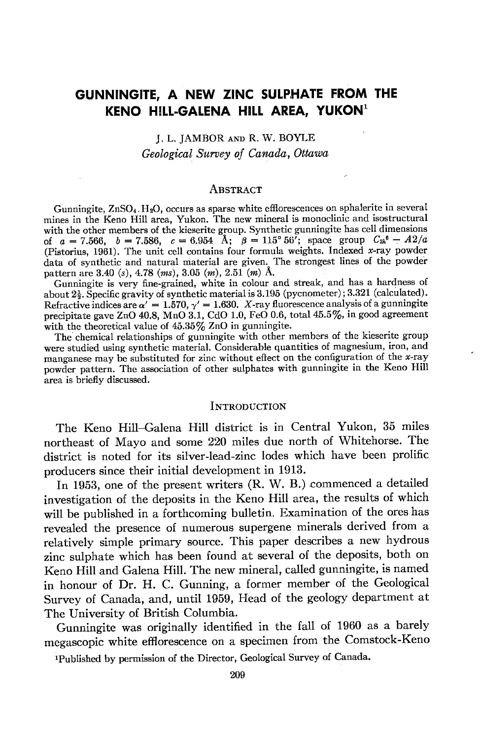# GUNNINGITE, A NEW ZINC SULPHATE FROM THE KENO HILL-GALENA HILL AREA, YUKON[1]

J. L. JAMBOR AND R. W. BOYLE

*Geological Survey of Canada, Ottawa*

## ABSTRACT

Gunningite, $ZnSO_4 . H_2O$, occurs as sparse white efflorescences on sphalerite in several mines in the Keno Hill area, Yukon. The new mineral is monoclinic and isostructural with the other members of the kieserite group. Synthetic gunningite has cell dimensions of $a = 7.566$, $b = 7.586$, $c = 6.954$ Å; $\beta = 115° 56'$; space group $C_{2h}^6 - A2/a$ (Pistorius, 1961). The unit cell contains four formula weights. Indexed *x*-ray powder data of synthetic and natural material are given. The strongest lines of the powder pattern are 3.40 (*s*), 4.78 (*ms*), 3.05 (*m*), 2.51 (*m*) Å.

Gunningite is very fine-grained, white in colour and streak, and has a hardness of about 2½. Specific gravity of synthetic material is 3.195 (pycnometer); 3.321 (calculated). Refractive indices are $\alpha' = 1.570$, $\gamma' = 1.630$. *X*-ray fluorescence analysis of a gunningite precipitate gave ZnO 40.8, MnO 3.1, CdO 1.0, FeO 0.6, total 45.5%, in good agreement with the theoretical value of 45.35% ZnO in gunningite.

The chemical relationships of gunningite with other members of the kieserite group were studied using synthetic material. Considerable quantities of magnesium, iron, and manganese may be substituted for zinc without effect on the configuration of the *x*-ray powder pattern. The association of other sulphates with gunningite in the Keno Hill area is briefly discussed.

## INTRODUCTION

The Keno Hill–Galena Hill district is in Central Yukon, 35 miles northeast of Mayo and some 220 miles due north of Whitehorse. The district is noted for its silver-lead-zinc lodes which have been prolific producers since their initial development in 1913.

In 1953, one of the present writers (R. W. B.) commenced a detailed investigation of the deposits in the Keno Hill area, the results of which will be published in a forthcoming bulletin. Examination of the ores has revealed the presence of numerous supergene minerals derived from a relatively simple primary source. This paper describes a new hydrous zinc sulphate which has been found at several of the deposits, both on Keno Hill and Galena Hill. The new mineral, called gunningite, is named in honour of Dr. H. C. Gunning, a former member of the Geological Survey of Canada, and, until 1959, Head of the geology department at The University of British Columbia.

Gunningite was originally identified in the fall of 1960 as a barely megascopic white efflorescence on a specimen from the Comstock-Keno

[1]Published by permission of the Director, Geological Survey of Canada.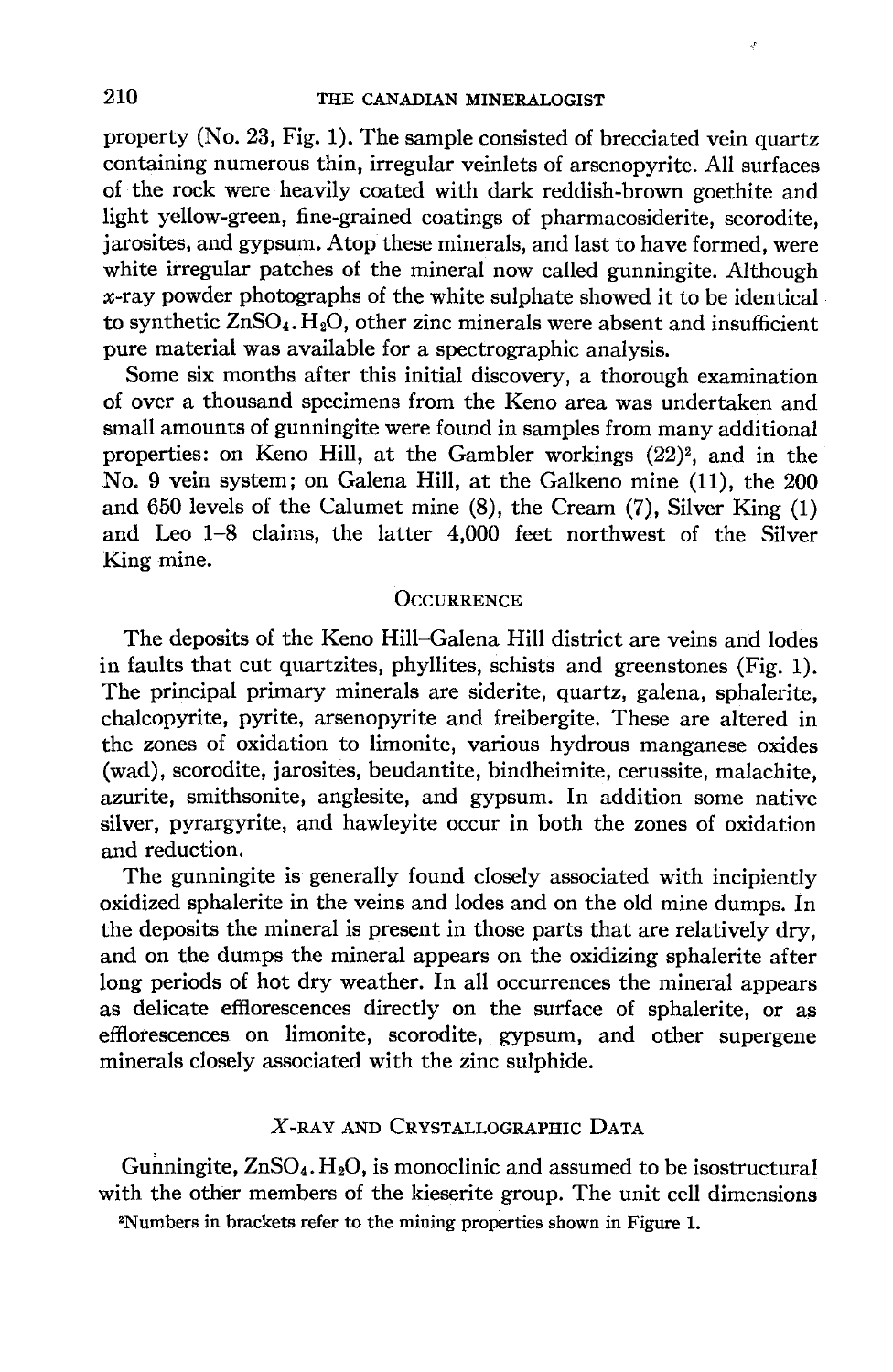property (No. 23, Fig. 1). The sample consisted of brecciated vein quartz containing numerous thin, irregular veinlets of arsenopyrite. All surfaces of the rock were heavily coated with dark reddish-brown goethite and light yellow-green, fine-grained coatings of pharmacosiderite, scorodite, jarosites, and gypsum. Atop these minerals, and last to have formed, were white irregular patches of the mineral now called gunningite. Although *x*-ray powder photographs of the white sulphate showed it to be identical to synthetic $ZnSO_4 . H_2O$, other zinc minerals were absent and insufficient pure material was available for a spectrographic analysis.

Some six months after this initial discovery, a thorough examination of over a thousand specimens from the Keno area was undertaken and small amounts of gunningite were found in samples from many additional properties: on Keno Hill, at the Gambler workings (22)[2], and in the No. 9 vein system; on Galena Hill, at the Galkeno mine (11), the 200 and 650 levels of the Calumet mine (8), the Cream (7), Silver King (1) and Leo 1–8 claims, the latter 4,000 feet northwest of the Silver King mine.

## Occurrence

The deposits of the Keno Hill–Galena Hill district are veins and lodes in faults that cut quartzites, phyllites, schists and greenstones (Fig. 1). The principal primary minerals are siderite, quartz, galena, sphalerite, chalcopyrite, pyrite, arsenopyrite and freibergite. These are altered in the zones of oxidation to limonite, various hydrous manganese oxides (wad), scorodite, jarosites, beudantite, bindheimite, cerussite, malachite, azurite, smithsonite, anglesite, and gypsum. In addition some native silver, pyrargyrite, and hawleyite occur in both the zones of oxidation and reduction.

The gunningite is generally found closely associated with incipiently oxidized sphalerite in the veins and lodes and on the old mine dumps. In the deposits the mineral is present in those parts that are relatively dry, and on the dumps the mineral appears on the oxidizing sphalerite after long periods of hot dry weather. In all occurrences the mineral appears as delicate efflorescences directly on the surface of sphalerite, or as efflorescences on limonite, scorodite, gypsum, and other supergene minerals closely associated with the zinc sulphide.

## *X*-ray and Crystallographic Data

Gunningite, $ZnSO_4 . H_2O$, is monoclinic and assumed to be isostructural with the other members of the kieserite group. The unit cell dimensions

[2]Numbers in brackets refer to the mining properties shown in Figure 1.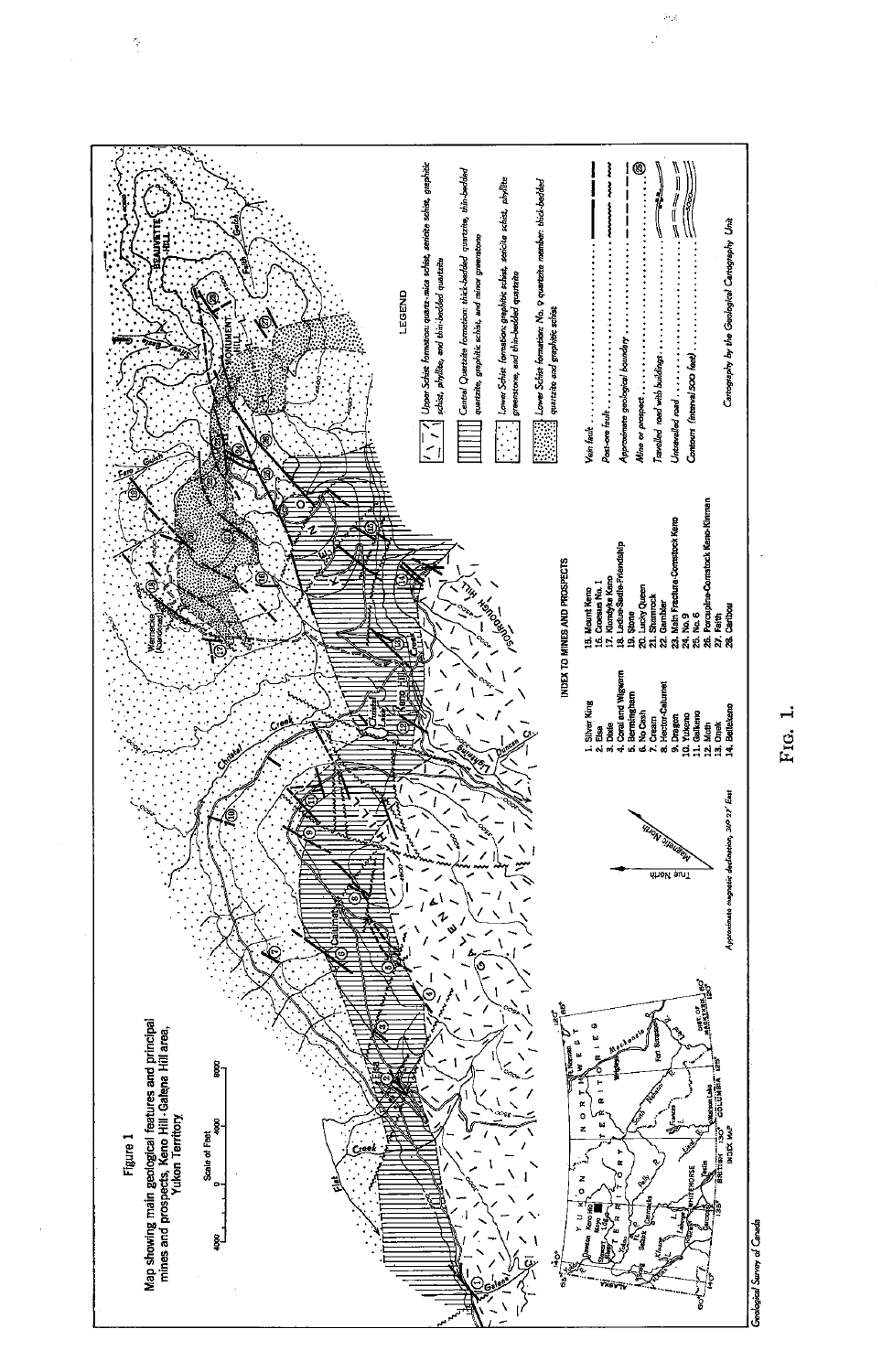Figure 1

Map showing main geological features and principal mines and prospects, Keno Hill-Galena Hill area, Yukon Territory

Scale of Feet

4000 0 4000 8000

LEGEND

Upper Schist formation: quartz-mica schist, sericite schist, graphitic schist, phyllite, and thin-bedded quartzite

Central Quartzite formation: thick-bedded quartzite, thin-bedded quartzite, graphitic schist, and minor greenstone

Lower Schist formation: graphitic schist, sericite schist, phyllite greenstone, and thin-bedded quartzite

Lower Schist formation: No. 9 quartzite member: thick-bedded quartzite and graphitic schist

Vein fault

Post-ore fault

Approximate geological boundary

Mine or prospect

Travelled road with buildings

Untravelled road

Contours (interval 500 feet)

Cartography by the Geological Cartography Unit

INDEX TO MINES AND PROSPECTS

1. Silver King
2. Elsa
3. Dixie
4. Coral and Wigwam
5. Bermingham
6. No Cash
7. Onum
8. Hector-Calumet
9. Dragon
10. Yukeno
11. Galkeno
12. Moth
13. Onek
14. Bellekeno
15. Mount Keno
16. Croesus No. 1
17. Klondyke Keno
18. Ladue-Sadie-Friendship
19. Stone
20. Lucky Queen
21. Shamrock
22. Gambler
23. Main Fracture-Comstock Keno
24. No. 9
25. No. 6
26. Porcupine-Comstock Keno-Kinman
27. Faith
28. Caribou

True North

Magnetic North

Approximate magnetic declination, 36° 27' East

INDEX MAP

Geological Survey of Canada

FIG. 1.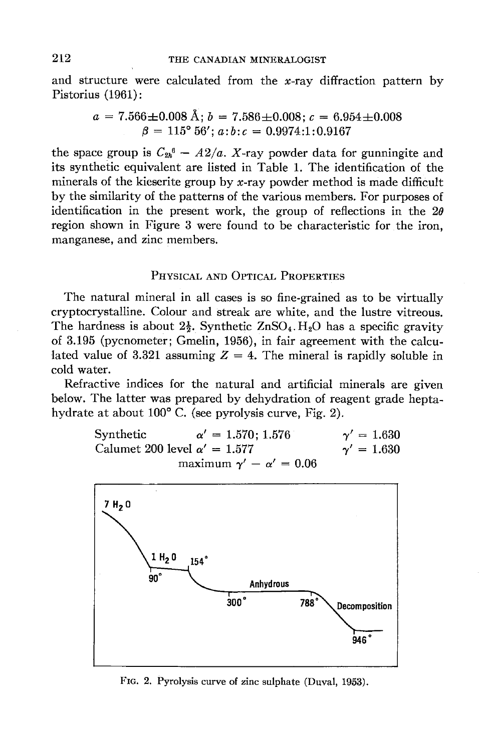and structure were calculated from the $x$-ray diffraction pattern by Pistorius (1961):

$$a = 7.566 \pm 0.008 \text{ Å}; \; b = 7.586 \pm 0.008; \; c = 6.954 \pm 0.008$$
$$\beta = 115° \, 56'; \; a:b:c = 0.9974:1:0.9167$$

the space group is $C_{2h}^{6} - A2/a$. $X$-ray powder data for gunningite and its synthetic equivalent are listed in Table 1. The identification of the minerals of the kieserite group by $x$-ray powder method is made difficult by the similarity of the patterns of the various members. For purposes of identification in the present work, the group of reflections in the $2\theta$ region shown in Figure 3 were found to be characteristic for the iron, manganese, and zinc members.

## Physical and Optical Properties

The natural mineral in all cases is so fine-grained as to be virtually cryptocrystalline. Colour and streak are white, and the lustre vitreous. The hardness is about $2\frac{1}{2}$. Synthetic $ZnSO_4 . H_2O$ has a specific gravity of 3.195 (pycnometer; Gmelin, 1956), in fair agreement with the calculated value of 3.321 assuming $Z = 4$. The mineral is rapidly soluble in cold water.

Refractive indices for the natural and artificial minerals are given below. The latter was prepared by dehydration of reagent grade heptahydrate at about 100° C. (see pyrolysis curve, Fig. 2).

| | | |
|---|---|---|
| Synthetic | $\alpha' = 1.570$; $1.576$ | $\gamma' = 1.630$ |
| Calumet 200 level | $\alpha' = 1.577$ | $\gamma' = 1.630$ |

maximum $\gamma' - \alpha' = 0.06$

Fig. 2. Pyrolysis curve of zinc sulphate (Duval, 1953).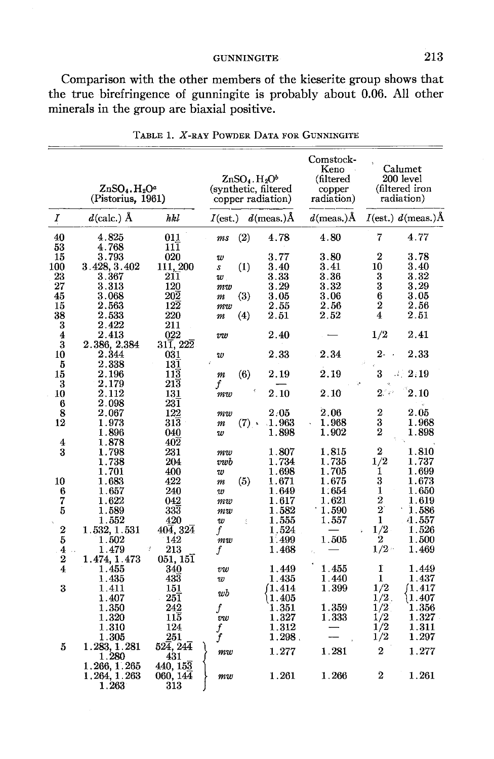Comparison with the other members of the kieserite group shows that the true birefringence of gunningite is probably about 0.06. All other minerals in the group are biaxial positive.

TABLE 1. *X*-RAY POWDER DATA FOR GUNNINGITE

| $ZnSO_4.H_2O$[a] (Pistorius, 1961) | | | $ZnSO_4.H_2O$[b] (synthetic, filtered copper radiation) | | Comstock-Keno (filtered copper radiation) | Calumet 200 level (filtered iron radiation) | |
|---|---|---|---|---|---|---|---|
| *I* | *d*(calc.) Å | *hkl* | *I*(est.) | *d*(meas.)Å | *d*(meas.)Å | *I*(est.) | *d*(meas.)Å |
| 40 | 4.825 | 01$\bar{1}$ | *ms* (2) | 4.78 | 4.80 | 7 | 4.77 |
| 53 | 4.768 | 11$\bar{1}$ | | | | | |
| 15 | 3.793 | 020 | *w* | 3.77 | 3.80 | 2 | 3.78 |
| 100 | 3.428, 3.402 | 111, 200 | *s* (1) | 3.40 | 3.41 | 10 | 3.40 |
| 23 | 3.367 | 21$\bar{1}$ | *w* | 3.33 | 3.36 | 3 | 3.32 |
| 27 | 3.313 | 120 | *mw* | 3.29 | 3.32 | 3 | 3.29 |
| 45 | 3.068 | 20$\bar{2}$ | *m* (3) | 3.05 | 3.06 | 6 | 3.05 |
| 15 | 2.563 | 12$\bar{2}$ | *mw* | 2.55 | 2.56 | 2 | 2.56 |
| 38 | 2.533 | 220 | *m* (4) | 2.51 | 2.52 | 4 | 2.51 |
| 3 | 2.422 | 211 | | | | | |
| 4 | 2.413 | 022 | *vw* | 2.40 | — | 1/2 | 2.41 |
| 3 | 2.386, 2.384 | 31$\bar{1}$, 22$\bar{2}$ | | | | | |
| 10 | 2.344 | 031 | *w* | 2.33 | 2.34 | 2 | 2.33 |
| 5 | 2.338 | 13$\bar{1}$ | | | | | |
| 15 | 2.196 | 11$\bar{3}$ | *m* (6) | 2.19 | 2.19 | 3 | 2.19 |
| 3 | 2.179 | 21$\bar{3}$ | *f* | — | | | |
| 10 | 2.112 | 131 | *mw* | 2.10 | 2.10 | 2 | 2.10 |
| 6 | 2.098 | 23$\bar{1}$ | | | | | |
| 8 | 2.067 | 12$\bar{2}$ | *mw* | 2.05 | 2.06 | 2 | 2.05 |
| 12 | 1.973 | 31$\bar{3}$ | *m* (7) | 1.963 | 1.968 | 3 | 1.968 |
| | 1.896 | 040 | *w* | 1.898 | 1.902 | 2 | 1.898 |
| 4 | 1.878 | 40$\bar{2}$ | | | | | |
| 3 | 1.798 | 231 | *mw* | 1.807 | 1.815 | 2 | 1.810 |
| | 1.738 | 204 | *vwb* | 1.734 | 1.735 | 1/2 | 1.737 |
| | 1.701 | 400 | *w* | 1.698 | 1.705 | 1 | 1.699 |
| 10 | 1.683 | 422 | *m* (5) | 1.671 | 1.675 | 3 | 1.673 |
| 6 | 1.657 | 240 | *w* | 1.649 | 1.654 | 1 | 1.650 |
| 7 | 1.622 | 042 | *mw* | 1.617 | 1.621 | 2 | 1.619 |
| 5 | 1.589 | 33$\bar{3}$ | *mw* | 1.582 | 1.590 | 2 | 1.586 |
| | 1.552 | 420 | *w* | 1.555 | 1.557 | 1 | 1.557 |
| 2 | 1.532, 1.531 | 40$\bar{4}$, 32$\bar{4}$ | *f* | 1.524 | — | 1/2 | 1.526 |
| 5 | 1.502 | 142 | *mw* | 1.499 | 1.505 | 2 | 1.500 |
| 4 | 1.479 | 213 | *f* | 1.468 | — | 1/2 | 1.469 |
| 2 | 1.474, 1.473 | 051, 15$\bar{1}$ | | | | | |
| 4 | 1.455 | 340 | *vw* | 1.449 | 1.455 | 1 | 1.449 |
| | 1.435 | 43$\bar{3}$ | *w* | 1.435 | 1.440 | 1 | 1.437 |
| 3 | 1.411 | 151 | *wb* | 1.414 | 1.399 | 1/2 | 1.417 |
| | 1.407 | 25$\bar{1}$ | | 1.405 | | 1/2 | 1.407 |
| | 1.350 | 242 | *f* | 1.351 | 1.359 | 1/2 | 1.356 |
| | 1.320 | 11$\bar{5}$ | *vw* | 1.327 | 1.333 | 1/2 | 1.327 |
| | 1.310 | 124 | *f* | 1.312 | — | 1/2 | 1.311 |
| | 1.305 | 251 | *f* | 1.298 | — | 1/2 | 1.297 |
| 5 | 1.283, 1.281 | 52$\bar{4}$, 24$\bar{4}$ | *mw* | 1.277 | 1.281 | 2 | 1.277 |
| | 1.280 | 431 | | | | | |
| | 1.266, 1.265 | 440, 15$\bar{3}$ | *mw* | 1.261 | 1.266 | 2 | 1.261 |
| | 1.264, 1.263 | 060, 14$\bar{4}$ | | | | | |
| | 1.263 | 313 | | | | | |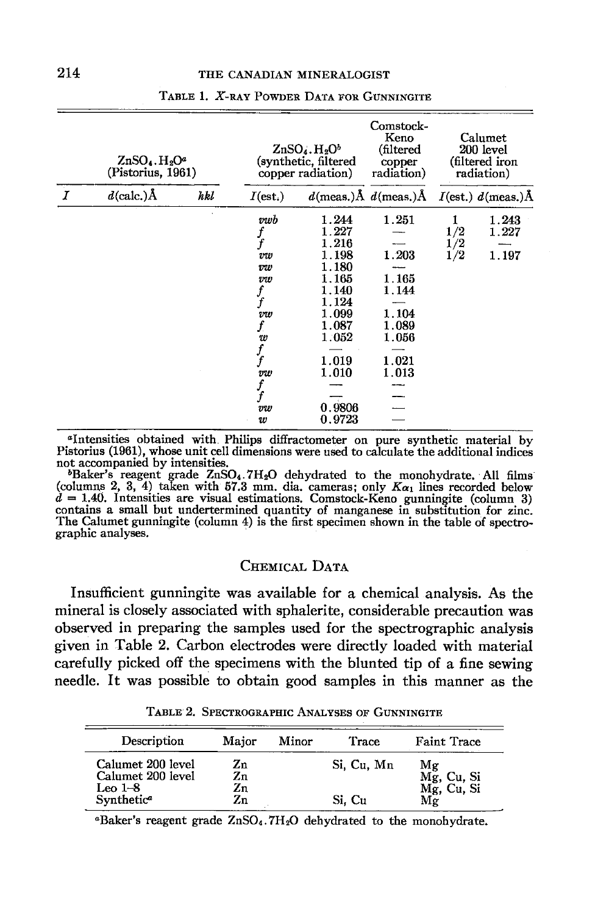TABLE 1. X-RAY POWDER DATA FOR GUNNINGITE

| $ZnSO_4.H_2O$[a] (Pistorius, 1961) | | | $ZnSO_4.H_2O$[b] (synthetic, filtered copper radiation) | | Comstock-Keno (filtered copper radiation) | Calumet 200 level (filtered iron radiation) | |
|---|---|---|---|---|---|---|---|
| *I* | *d*(calc.)Å | *hkl* | *I*(est.) | *d*(meas.)Å | *d*(meas.)Å | *I*(est.) | *d*(meas.)Å |
| | | | *vwb* | 1.244 | 1.251 | 1 | 1.243 |
| | | | *f* | 1.227 | — | 1/2 | 1.227 |
| | | | *f* | 1.216 | — | 1/2 | — |
| | | | *vw* | 1.198 | 1.203 | 1/2 | 1.197 |
| | | | *vw* | 1.180 | — | | |
| | | | *vw* | 1.165 | 1.165 | | |
| | | | *f* | 1.140 | 1.144 | | |
| | | | *f* | 1.124 | — | | |
| | | | *vw* | 1.099 | 1.104 | | |
| | | | *f* | 1.087 | 1.089 | | |
| | | | *w* | 1.052 | 1.056 | | |
| | | | *f* | — | — | | |
| | | | *f* | 1.019 | 1.021 | | |
| | | | *vw* | 1.010 | 1.013 | | |
| | | | *f* | — | — | | |
| | | | *f* | — | — | | |
| | | | *vw* | 0.9806 | — | | |
| | | | *w* | 0.9723 | — | | |

[a]Intensities obtained with Philips diffractometer on pure synthetic material by Pistorius (1961), whose unit cell dimensions were used to calculate the additional indices not accompanied by intensities.
[b]Baker's reagent grade $ZnSO_4.7H_2O$ dehydrated to the monohydrate. All films (columns 2, 3, 4) taken with 57.3 mm. dia. cameras; only $K\alpha_1$ lines recorded below $d = 1.40$. Intensities are visual estimations. Comstock-Keno gunningite (column 3) contains a small but undertermined quantity of manganese in substitution for zinc. The Calumet gunningite (column 4) is the first specimen shown in the table of spectrographic analyses.

## CHEMICAL DATA

Insufficient gunningite was available for a chemical analysis. As the mineral is closely associated with sphalerite, considerable precaution was observed in preparing the samples used for the spectrographic analysis given in Table 2. Carbon electrodes were directly loaded with material carefully picked off the specimens with the blunted tip of a fine sewing needle. It was possible to obtain good samples in this manner as the

TABLE 2. SPECTROGRAPHIC ANALYSES OF GUNNINGITE

| Description | Major | Minor | Trace | Faint Trace |
|---|---|---|---|---|
| Calumet 200 level | Zn | | Si, Cu, Mn | Mg |
| Calumet 200 level | Zn | | | Mg, Cu, Si |
| Leo 1–8 | Zn | | | Mg, Cu, Si |
| Synthetic[a] | Zn | | Si, Cu | Mg |

[a]Baker's reagent grade $ZnSO_4.7H_2O$ dehydrated to the monohydrate.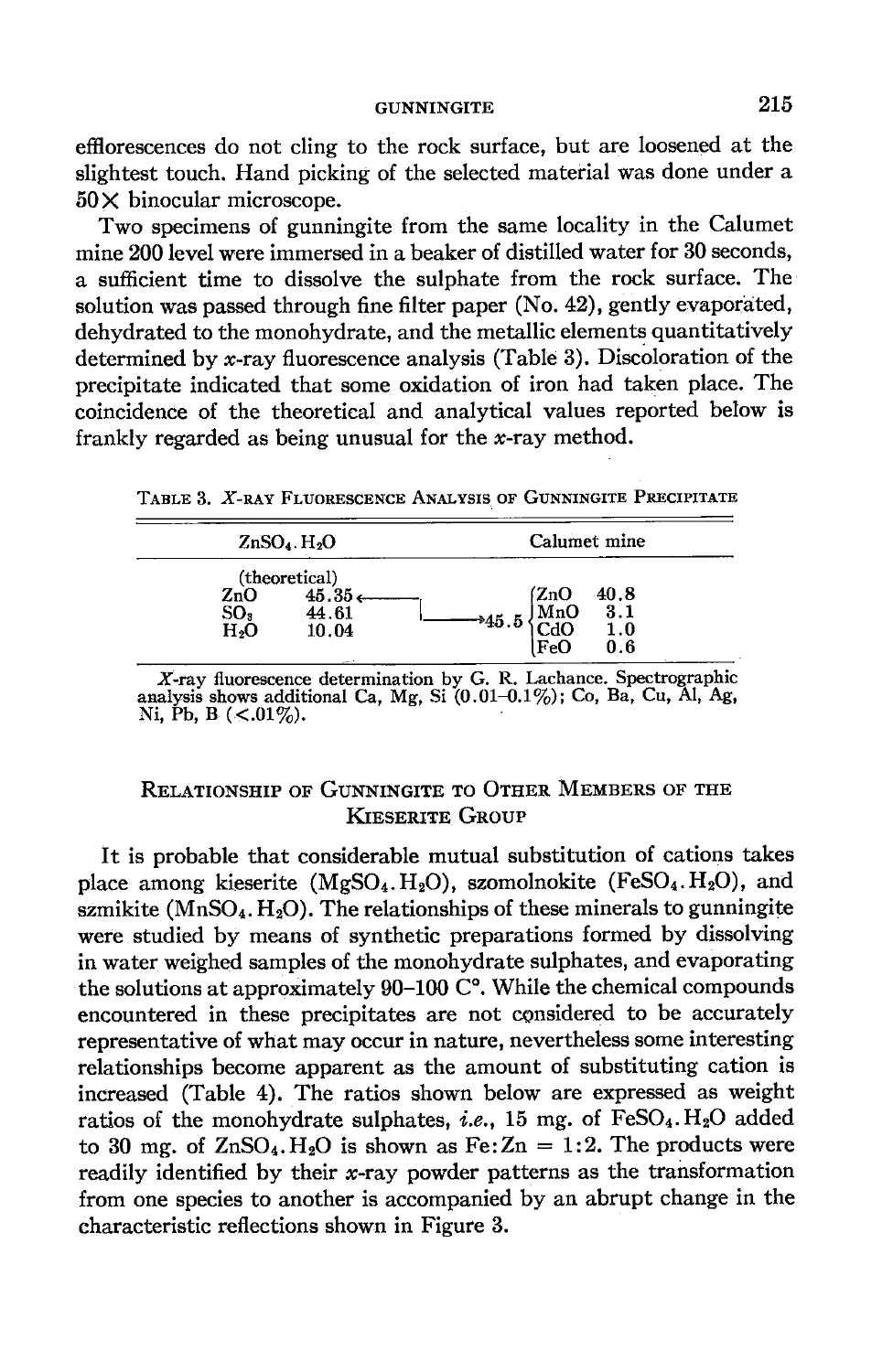efflorescences do not cling to the rock surface, but are loosened at the slightest touch. Hand picking of the selected material was done under a 50× binocular microscope.

Two specimens of gunningite from the same locality in the Calumet mine 200 level were immersed in a beaker of distilled water for 30 seconds, a sufficient time to dissolve the sulphate from the rock surface. The solution was passed through fine filter paper (No. 42), gently evaporated, dehydrated to the monohydrate, and the metallic elements quantitatively determined by *x*-ray fluorescence analysis (Table 3). Discoloration of the precipitate indicated that some oxidation of iron had taken place. The coincidence of the theoretical and analytical values reported below is frankly regarded as being unusual for the *x*-ray method.

TABLE 3. *X*-RAY FLUORESCENCE ANALYSIS OF GUNNINGITE PRECIPITATE

| $ZnSO_4 \cdot H_2O$ (theoretical) | | | Calumet mine | |
|---|---|---|---|---|
| ZnO | 45.35 ← | → 45.5 | ZnO | 40.8 |
| $SO_3$ | 44.61 | | MnO | 3.1 |
| $H_2O$ | 10.04 | | CdO | 1.0 |
| | | | FeO | 0.6 |

*X*-ray fluorescence determination by G. R. Lachance. Spectrographic analysis shows additional Ca, Mg, Si (0.01–0.1%); Co, Ba, Cu, Al, Ag, Ni, Pb, B (<.01%).

## RELATIONSHIP OF GUNNINGITE TO OTHER MEMBERS OF THE KIESERITE GROUP

It is probable that considerable mutual substitution of cations takes place among kieserite ($MgSO_4 \cdot H_2O$), szomolnokite ($FeSO_4 \cdot H_2O$), and szmikite ($MnSO_4 \cdot H_2O$). The relationships of these minerals to gunningite were studied by means of synthetic preparations formed by dissolving in water weighed samples of the monohydrate sulphates, and evaporating the solutions at approximately 90–100 C°. While the chemical compounds encountered in these precipitates are not considered to be accurately representative of what may occur in nature, nevertheless some interesting relationships become apparent as the amount of substituting cation is increased (Table 4). The ratios shown below are expressed as weight ratios of the monohydrate sulphates, *i.e.*, 15 mg. of $FeSO_4 \cdot H_2O$ added to 30 mg. of $ZnSO_4 \cdot H_2O$ is shown as Fe:Zn = 1:2. The products were readily identified by their *x*-ray powder patterns as the transformation from one species to another is accompanied by an abrupt change in the characteristic reflections shown in Figure 3.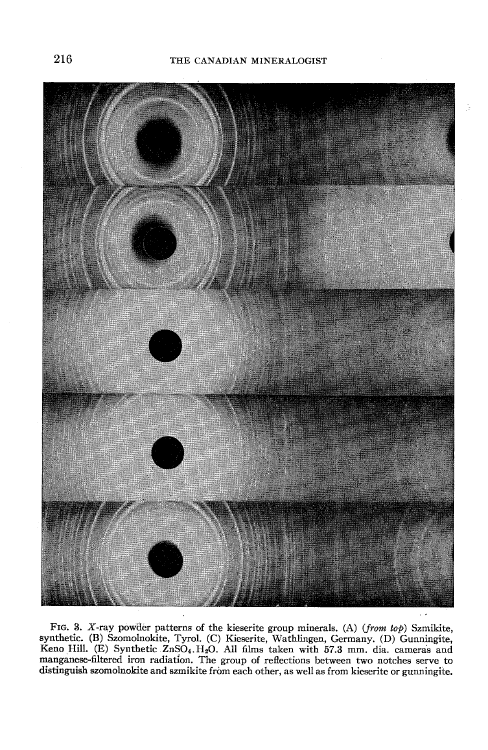FIG. 3. *X*-ray powder patterns of the kieserite group minerals. (A) (*from top*) Szmikite, synthetic. (B) Szomolnokite, Tyrol. (C) Kieserite, Wathlingen, Germany. (D) Gunningite, Keno Hill. (E) Synthetic $ZnSO_4 \cdot H_2O$. All films taken with 57.3 mm. dia. cameras and manganese-filtered iron radiation. The group of reflections between two notches serve to distinguish szomolnokite and szmikite from each other, as well as from kieserite or gunningite.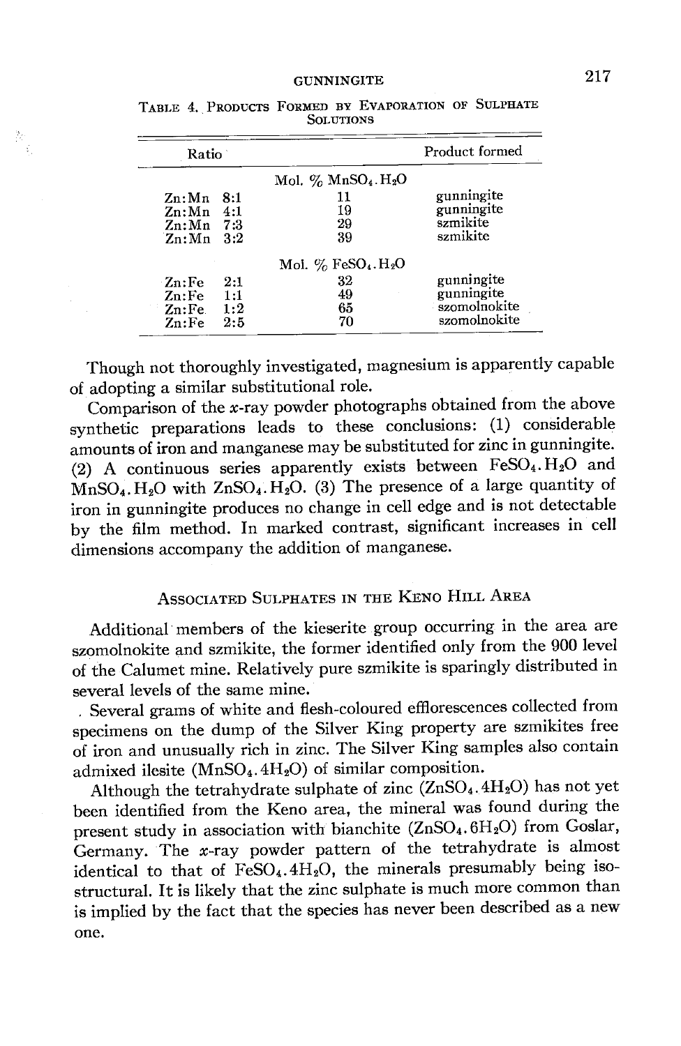TABLE 4. PRODUCTS FORMED BY EVAPORATION OF SULPHATE SOLUTIONS

| Ratio | | Product formed |
|---|---|---|
| | Mol. % $MnSO_4.H_2O$ | |
| Zn:Mn 8:1 | 11 | gunningite |
| Zn:Mn 4:1 | 19 | gunningite |
| Zn:Mn 7:3 | 29 | szmikite |
| Zn:Mn 3:2 | 39 | szmikite |
| | Mol. % $FeSO_4.H_2O$ | |
| Zn:Fe 2:1 | 32 | gunningite |
| Zn:Fe 1:1 | 49 | gunningite |
| Zn:Fe 1:2 | 65 | szomolnokite |
| Zn:Fe 2:5 | 70 | szomolnokite |

Though not thoroughly investigated, magnesium is apparently capable of adopting a similar substitutional role.

Comparison of the *x*-ray powder photographs obtained from the above synthetic preparations leads to these conclusions: (1) considerable amounts of iron and manganese may be substituted for zinc in gunningite. (2) A continuous series apparently exists between $FeSO_4.H_2O$ and $MnSO_4.H_2O$ with $ZnSO_4.H_2O$. (3) The presence of a large quantity of iron in gunningite produces no change in cell edge and is not detectable by the film method. In marked contrast, significant increases in cell dimensions accompany the addition of manganese.

## ASSOCIATED SULPHATES IN THE KENO HILL AREA

Additional members of the kieserite group occurring in the area are szomolnokite and szmikite, the former identified only from the 900 level of the Calumet mine. Relatively pure szmikite is sparingly distributed in several levels of the same mine.

Several grams of white and flesh-coloured efflorescences collected from specimens on the dump of the Silver King property are szmikites free of iron and unusually rich in zinc. The Silver King samples also contain admixed ilesite ($MnSO_4.4H_2O$) of similar composition.

Although the tetrahydrate sulphate of zinc ($ZnSO_4.4H_2O$) has not yet been identified from the Keno area, the mineral was found during the present study in association with bianchite ($ZnSO_4.6H_2O$) from Goslar, Germany. The *x*-ray powder pattern of the tetrahydrate is almost identical to that of $FeSO_4.4H_2O$, the minerals presumably being isostructural. It is likely that the zinc sulphate is much more common than is implied by the fact that the species has never been described as a new one.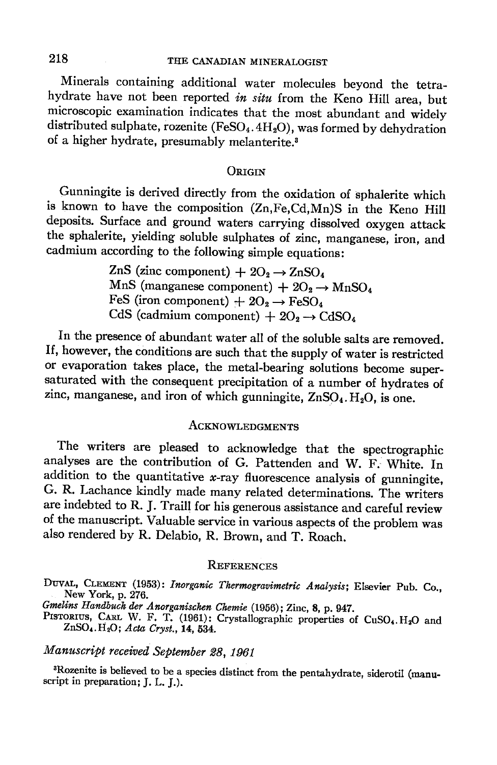Minerals containing additional water molecules beyond the tetrahydrate have not been reported *in situ* from the Keno Hill area, but microscopic examination indicates that the most abundant and widely distributed sulphate, rozenite ($FeSO_4 . 4H_2O$), was formed by dehydration of a higher hydrate, presumably melanterite.[3]

## Origin

Gunningite is derived directly from the oxidation of sphalerite which is known to have the composition (Zn,Fe,Cd,Mn)S in the Keno Hill deposits. Surface and ground waters carrying dissolved oxygen attack the sphalerite, yielding soluble sulphates of zinc, manganese, iron, and cadmium according to the following simple equations:

$$ZnS \text{ (zinc component)} + 2O_2 \rightarrow ZnSO_4$$
$$MnS \text{ (manganese component)} + 2O_2 \rightarrow MnSO_4$$
$$FeS \text{ (iron component)} + 2O_2 \rightarrow FeSO_4$$
$$CdS \text{ (cadmium component)} + 2O_2 \rightarrow CdSO_4$$

In the presence of abundant water all of the soluble salts are removed. If, however, the conditions are such that the supply of water is restricted or evaporation takes place, the metal-bearing solutions become supersaturated with the consequent precipitation of a number of hydrates of zinc, manganese, and iron of which gunningite, $ZnSO_4 . H_2O$, is one.

## Acknowledgments

The writers are pleased to acknowledge that the spectrographic analyses are the contribution of G. Pattenden and W. F. White. In addition to the quantitative $x$-ray fluorescence analysis of gunningite, G. R. Lachance kindly made many related determinations. The writers are indebted to R. J. Traill for his generous assistance and careful review of the manuscript. Valuable service in various aspects of the problem was also rendered by R. Delabio, R. Brown, and T. Roach.

## References

Duval, Clement (1953): *Inorganic Thermogravimetric Analysis*; Elsevier Pub. Co., New York, p. 276.

*Gmelins Handbuch der Anorganischen Chemie* (1956); Zinc, **8**, p. 947.

Pistorius, Carl W. F. T. (1961): Crystallographic properties of $CuSO_4 . H_2O$ and $ZnSO_4 . H_2O$; *Acta Cryst.*, **14**, 534.

*Manuscript received September 28, 1961*

[3]Rozenite is believed to be a species distinct from the pentahydrate, siderotil (manuscript in preparation; J. L. J.).